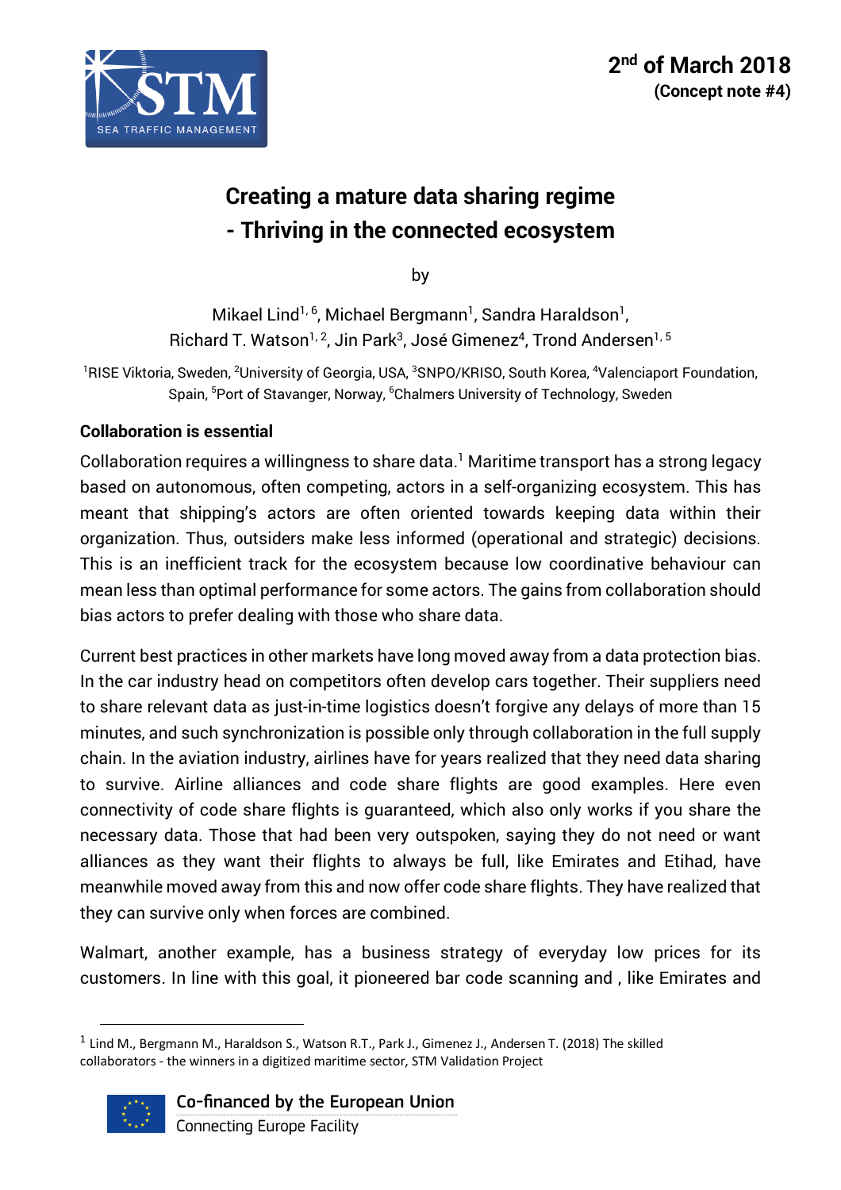**2nd of March 2018**
**(Concept note #4)**

# Creating a mature data sharing regime - Thriving in the connected ecosystem

by

Mikael Lind[1,6], Michael Bergmann[1], Sandra Haraldson[1], Richard T. Watson[1,2], Jin Park[3], José Gimenez[4], Trond Andersen[1,5]

[1]RISE Viktoria, Sweden, [2]University of Georgia, USA, [3]SNPO/KRISO, South Korea, [4]Valenciaport Foundation, Spain, [5]Port of Stavanger, Norway, [6]Chalmers University of Technology, Sweden

## Collaboration is essential

Collaboration requires a willingness to share data.[1] Maritime transport has a strong legacy based on autonomous, often competing, actors in a self-organizing ecosystem. This has meant that shipping's actors are often oriented towards keeping data within their organization. Thus, outsiders make less informed (operational and strategic) decisions. This is an inefficient track for the ecosystem because low coordinative behaviour can mean less than optimal performance for some actors. The gains from collaboration should bias actors to prefer dealing with those who share data.

Current best practices in other markets have long moved away from a data protection bias. In the car industry head on competitors often develop cars together. Their suppliers need to share relevant data as just-in-time logistics doesn't forgive any delays of more than 15 minutes, and such synchronization is possible only through collaboration in the full supply chain. In the aviation industry, airlines have for years realized that they need data sharing to survive. Airline alliances and code share flights are good examples. Here even connectivity of code share flights is guaranteed, which also only works if you share the necessary data. Those that had been very outspoken, saying they do not need or want alliances as they want their flights to always be full, like Emirates and Etihad, have meanwhile moved away from this and now offer code share flights. They have realized that they can survive only when forces are combined.

Walmart, another example, has a business strategy of everyday low prices for its customers. In line with this goal, it pioneered bar code scanning and , like Emirates and

[1] Lind M., Bergmann M., Haraldson S., Watson R.T., Park J., Gimenez J., Andersen T. (2018) The skilled collaborators - the winners in a digitized maritime sector, STM Validation Project

Co-financed by the European Union
Connecting Europe Facility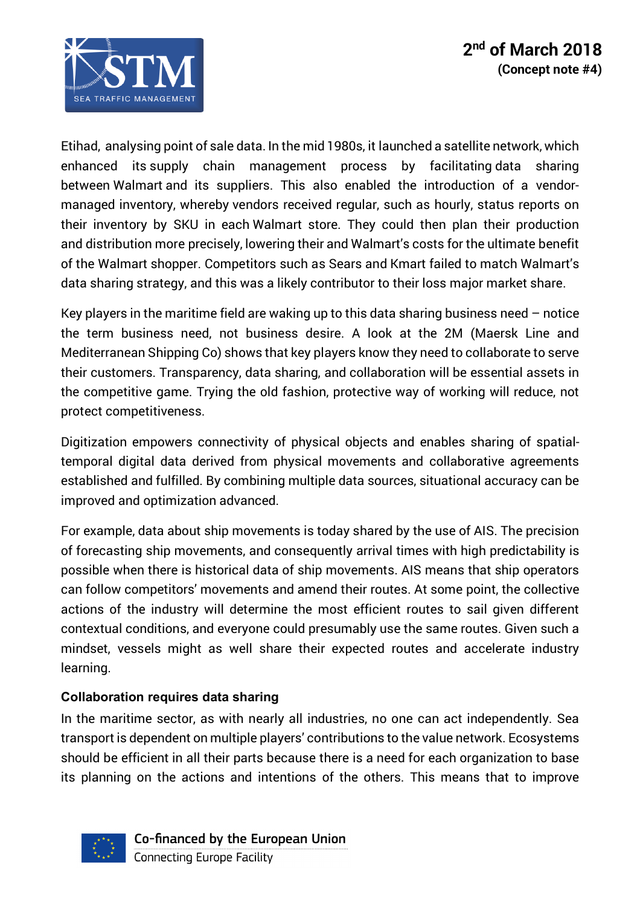Etihad, analysing point of sale data. In the mid 1980s, it launched a satellite network, which enhanced its supply chain management process by facilitating data sharing between Walmart and its suppliers. This also enabled the introduction of a vendor-managed inventory, whereby vendors received regular, such as hourly, status reports on their inventory by SKU in each Walmart store. They could then plan their production and distribution more precisely, lowering their and Walmart's costs for the ultimate benefit of the Walmart shopper. Competitors such as Sears and Kmart failed to match Walmart's data sharing strategy, and this was a likely contributor to their loss major market share.

Key players in the maritime field are waking up to this data sharing business need – notice the term business need, not business desire. A look at the 2M (Maersk Line and Mediterranean Shipping Co) shows that key players know they need to collaborate to serve their customers. Transparency, data sharing, and collaboration will be essential assets in the competitive game. Trying the old fashion, protective way of working will reduce, not protect competitiveness.

Digitization empowers connectivity of physical objects and enables sharing of spatial-temporal digital data derived from physical movements and collaborative agreements established and fulfilled. By combining multiple data sources, situational accuracy can be improved and optimization advanced.

For example, data about ship movements is today shared by the use of AIS. The precision of forecasting ship movements, and consequently arrival times with high predictability is possible when there is historical data of ship movements. AIS means that ship operators can follow competitors' movements and amend their routes. At some point, the collective actions of the industry will determine the most efficient routes to sail given different contextual conditions, and everyone could presumably use the same routes. Given such a mindset, vessels might as well share their expected routes and accelerate industry learning.

### Collaboration requires data sharing

In the maritime sector, as with nearly all industries, no one can act independently. Sea transport is dependent on multiple players' contributions to the value network. Ecosystems should be efficient in all their parts because there is a need for each organization to base its planning on the actions and intentions of the others. This means that to improve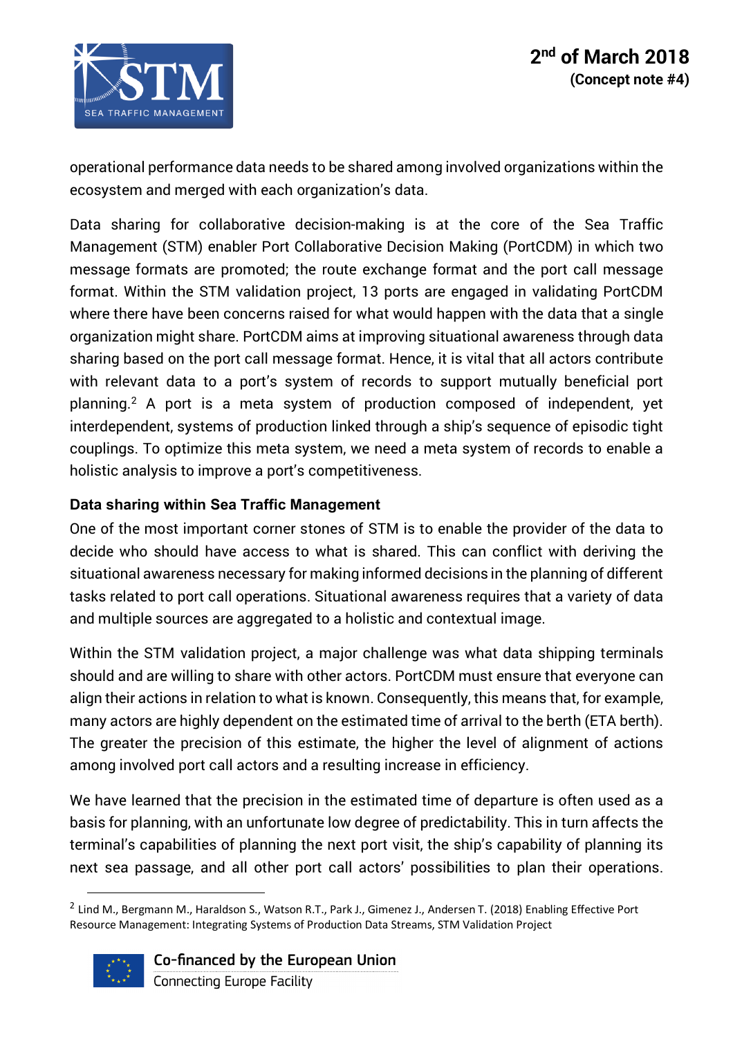operational performance data needs to be shared among involved organizations within the ecosystem and merged with each organization's data.

Data sharing for collaborative decision-making is at the core of the Sea Traffic Management (STM) enabler Port Collaborative Decision Making (PortCDM) in which two message formats are promoted; the route exchange format and the port call message format. Within the STM validation project, 13 ports are engaged in validating PortCDM where there have been concerns raised for what would happen with the data that a single organization might share. PortCDM aims at improving situational awareness through data sharing based on the port call message format. Hence, it is vital that all actors contribute with relevant data to a port's system of records to support mutually beneficial port planning.[2] A port is a meta system of production composed of independent, yet interdependent, systems of production linked through a ship's sequence of episodic tight couplings. To optimize this meta system, we need a meta system of records to enable a holistic analysis to improve a port's competitiveness.

**Data sharing within Sea Traffic Management**

One of the most important corner stones of STM is to enable the provider of the data to decide who should have access to what is shared. This can conflict with deriving the situational awareness necessary for making informed decisions in the planning of different tasks related to port call operations. Situational awareness requires that a variety of data and multiple sources are aggregated to a holistic and contextual image.

Within the STM validation project, a major challenge was what data shipping terminals should and are willing to share with other actors. PortCDM must ensure that everyone can align their actions in relation to what is known. Consequently, this means that, for example, many actors are highly dependent on the estimated time of arrival to the berth (ETA berth). The greater the precision of this estimate, the higher the level of alignment of actions among involved port call actors and a resulting increase in efficiency.

We have learned that the precision in the estimated time of departure is often used as a basis for planning, with an unfortunate low degree of predictability. This in turn affects the terminal's capabilities of planning the next port visit, the ship's capability of planning its next sea passage, and all other port call actors' possibilities to plan their operations.

[2] Lind M., Bergmann M., Haraldson S., Watson R.T., Park J., Gimenez J., Andersen T. (2018) Enabling Effective Port Resource Management: Integrating Systems of Production Data Streams, STM Validation Project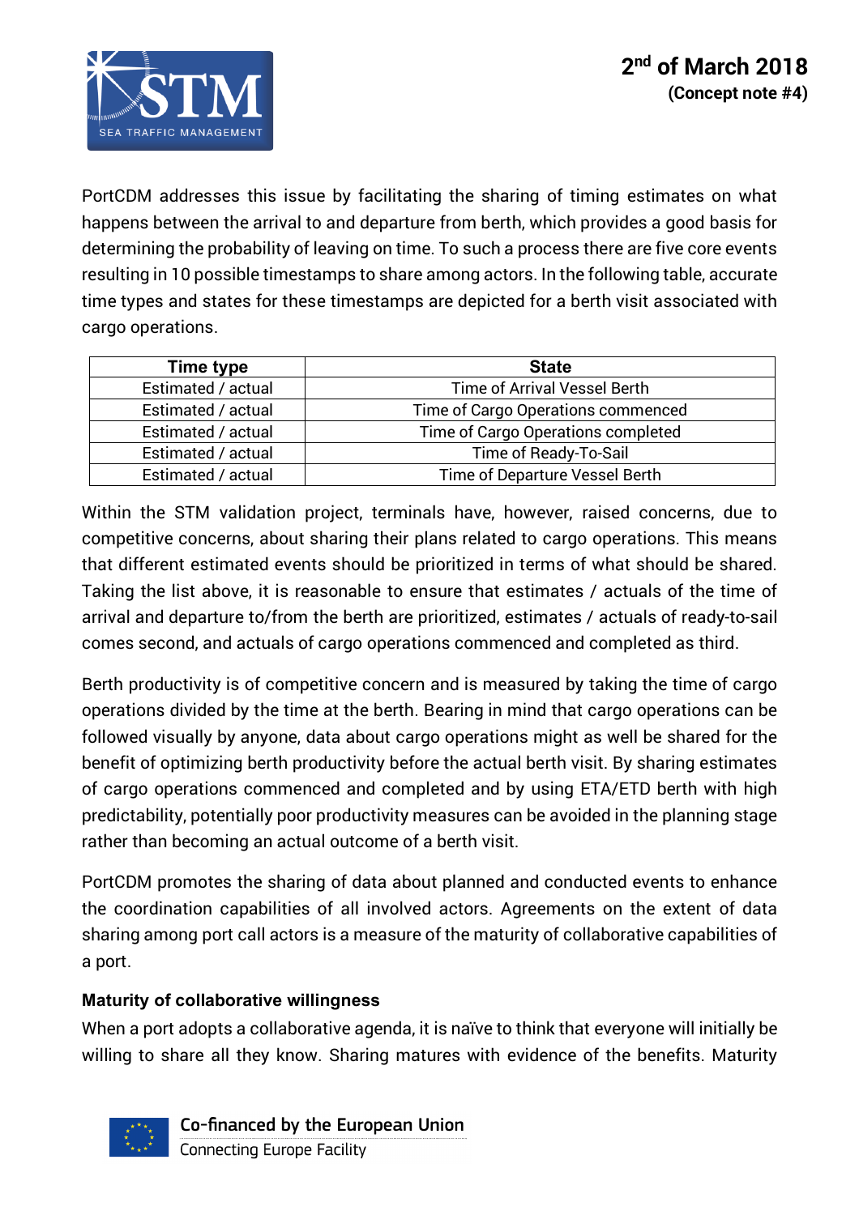PortCDM addresses this issue by facilitating the sharing of timing estimates on what happens between the arrival to and departure from berth, which provides a good basis for determining the probability of leaving on time. To such a process there are five core events resulting in 10 possible timestamps to share among actors. In the following table, accurate time types and states for these timestamps are depicted for a berth visit associated with cargo operations.

| Time type | State |
|---|---|
| Estimated / actual | Time of Arrival Vessel Berth |
| Estimated / actual | Time of Cargo Operations commenced |
| Estimated / actual | Time of Cargo Operations completed |
| Estimated / actual | Time of Ready-To-Sail |
| Estimated / actual | Time of Departure Vessel Berth |

Within the STM validation project, terminals have, however, raised concerns, due to competitive concerns, about sharing their plans related to cargo operations. This means that different estimated events should be prioritized in terms of what should be shared. Taking the list above, it is reasonable to ensure that estimates / actuals of the time of arrival and departure to/from the berth are prioritized, estimates / actuals of ready-to-sail comes second, and actuals of cargo operations commenced and completed as third.

Berth productivity is of competitive concern and is measured by taking the time of cargo operations divided by the time at the berth. Bearing in mind that cargo operations can be followed visually by anyone, data about cargo operations might as well be shared for the benefit of optimizing berth productivity before the actual berth visit. By sharing estimates of cargo operations commenced and completed and by using ETA/ETD berth with high predictability, potentially poor productivity measures can be avoided in the planning stage rather than becoming an actual outcome of a berth visit.

PortCDM promotes the sharing of data about planned and conducted events to enhance the coordination capabilities of all involved actors. Agreements on the extent of data sharing among port call actors is a measure of the maturity of collaborative capabilities of a port.

**Maturity of collaborative willingness**

When a port adopts a collaborative agenda, it is naïve to think that everyone will initially be willing to share all they know. Sharing matures with evidence of the benefits. Maturity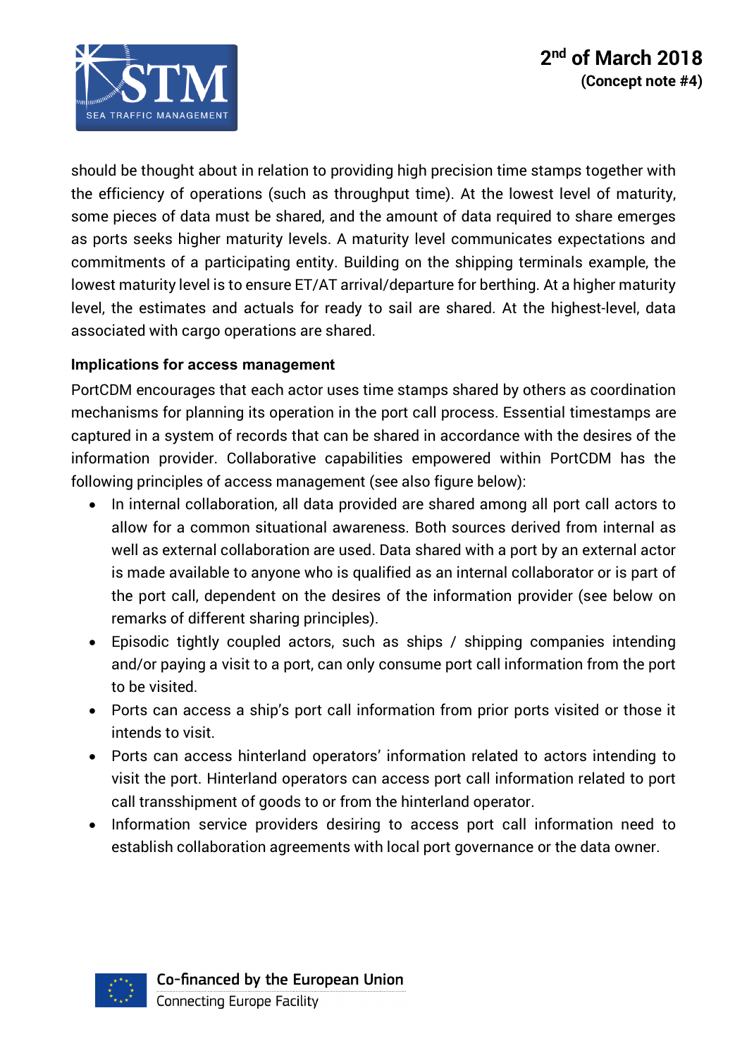should be thought about in relation to providing high precision time stamps together with the efficiency of operations (such as throughput time). At the lowest level of maturity, some pieces of data must be shared, and the amount of data required to share emerges as ports seeks higher maturity levels. A maturity level communicates expectations and commitments of a participating entity. Building on the shipping terminals example, the lowest maturity level is to ensure ET/AT arrival/departure for berthing. At a higher maturity level, the estimates and actuals for ready to sail are shared. At the highest-level, data associated with cargo operations are shared.

**Implications for access management**

PortCDM encourages that each actor uses time stamps shared by others as coordination mechanisms for planning its operation in the port call process. Essential timestamps are captured in a system of records that can be shared in accordance with the desires of the information provider. Collaborative capabilities empowered within PortCDM has the following principles of access management (see also figure below):

- In internal collaboration, all data provided are shared among all port call actors to allow for a common situational awareness. Both sources derived from internal as well as external collaboration are used. Data shared with a port by an external actor is made available to anyone who is qualified as an internal collaborator or is part of the port call, dependent on the desires of the information provider (see below on remarks of different sharing principles).
- Episodic tightly coupled actors, such as ships / shipping companies intending and/or paying a visit to a port, can only consume port call information from the port to be visited.
- Ports can access a ship's port call information from prior ports visited or those it intends to visit.
- Ports can access hinterland operators' information related to actors intending to visit the port. Hinterland operators can access port call information related to port call transshipment of goods to or from the hinterland operator.
- Information service providers desiring to access port call information need to establish collaboration agreements with local port governance or the data owner.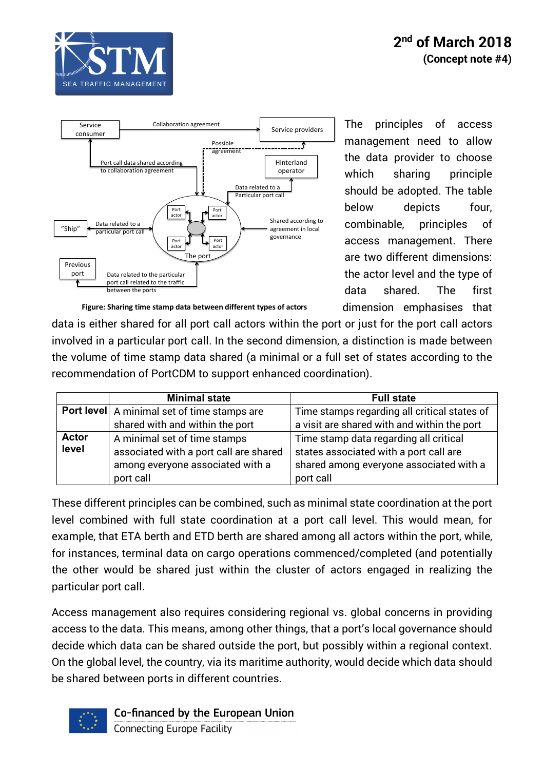Figure: Sharing time stamp data between different types of actors

The principles of access management need to allow the data provider to choose which sharing principle should be adopted. The table below depicts four, combinable, principles of access management. There are two different dimensions: the actor level and the type of data shared. The first dimension emphasises that data is either shared for all port call actors within the port or just for the port call actors involved in a particular port call. In the second dimension, a distinction is made between the volume of time stamp data shared (a minimal or a full set of states according to the recommendation of PortCDM to support enhanced coordination).

| | Minimal state | Full state |
|---|---|---|
| **Port level** | A minimal set of time stamps are shared with and within the port | Time stamps regarding all critical states of a visit are shared with and within the port |
| **Actor level** | A minimal set of time stamps associated with a port call are shared among everyone associated with a port call | Time stamp data regarding all critical states associated with a port call are shared among everyone associated with a port call |

These different principles can be combined, such as minimal state coordination at the port level combined with full state coordination at a port call level. This would mean, for example, that ETA berth and ETD berth are shared among all actors within the port, while, for instances, terminal data on cargo operations commenced/completed (and potentially the other would be shared just within the cluster of actors engaged in realizing the particular port call.

Access management also requires considering regional vs. global concerns in providing access to the data. This means, among other things, that a port's local governance should decide which data can be shared outside the port, but possibly within a regional context. On the global level, the country, via its maritime authority, would decide which data should be shared between ports in different countries.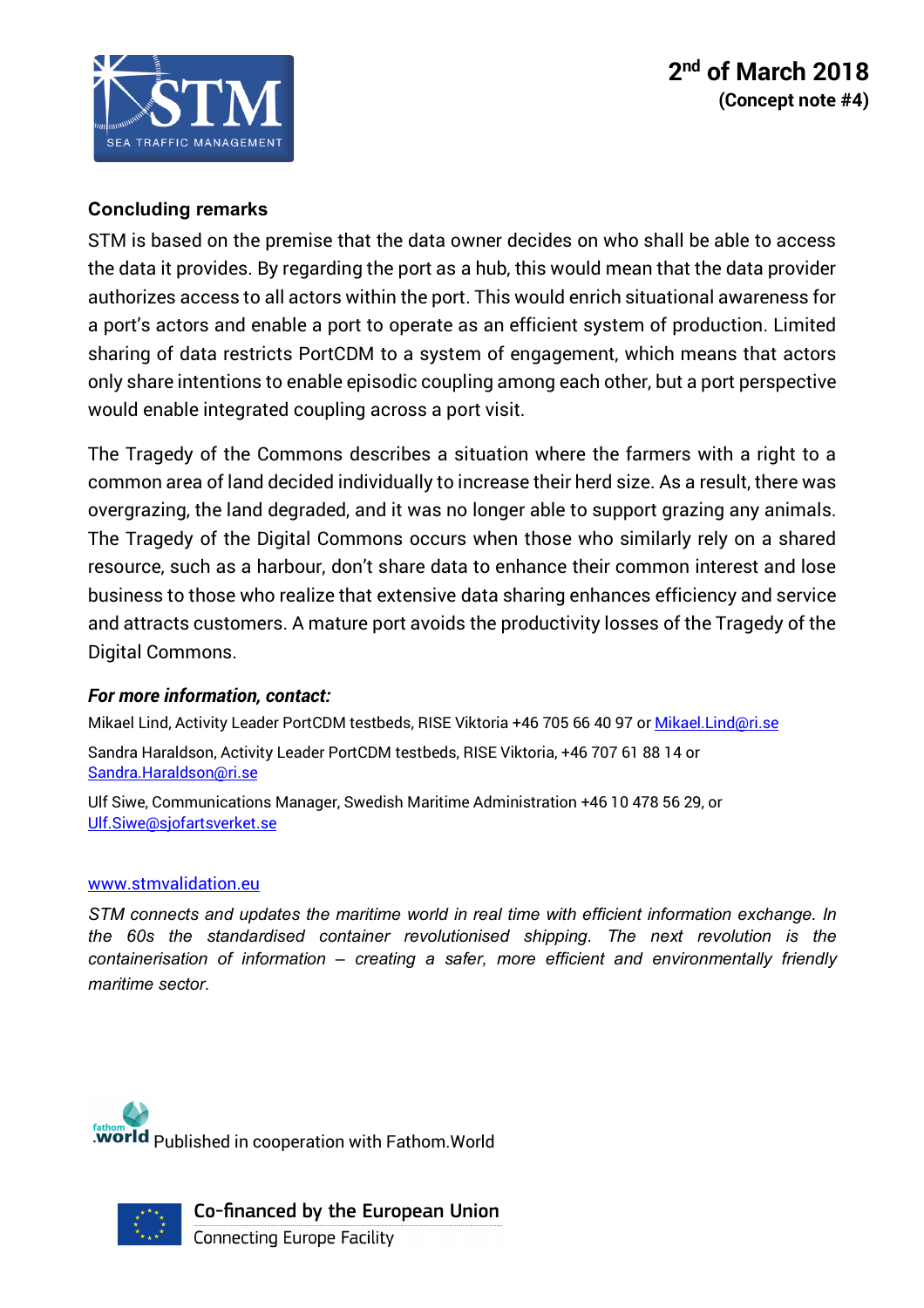2nd of March 2018
**(Concept note #4)**

## Concluding remarks

STM is based on the premise that the data owner decides on who shall be able to access the data it provides. By regarding the port as a hub, this would mean that the data provider authorizes access to all actors within the port. This would enrich situational awareness for a port's actors and enable a port to operate as an efficient system of production. Limited sharing of data restricts PortCDM to a system of engagement, which means that actors only share intentions to enable episodic coupling among each other, but a port perspective would enable integrated coupling across a port visit.

The Tragedy of the Commons describes a situation where the farmers with a right to a common area of land decided individually to increase their herd size. As a result, there was overgrazing, the land degraded, and it was no longer able to support grazing any animals. The Tragedy of the Digital Commons occurs when those who similarly rely on a shared resource, such as a harbour, don't share data to enhance their common interest and lose business to those who realize that extensive data sharing enhances efficiency and service and attracts customers. A mature port avoids the productivity losses of the Tragedy of the Digital Commons.

***For more information, contact:***

Mikael Lind, Activity Leader PortCDM testbeds, RISE Viktoria +46 705 66 40 97 or Mikael.Lind@ri.se

Sandra Haraldson, Activity Leader PortCDM testbeds, RISE Viktoria, +46 707 61 88 14 or Sandra.Haraldson@ri.se

Ulf Siwe, Communications Manager, Swedish Maritime Administration +46 10 478 56 29, or Ulf.Siwe@sjofartsverket.se

www.stmvalidation.eu

*STM connects and updates the maritime world in real time with efficient information exchange. In the 60s the standardised container revolutionised shipping. The next revolution is the containerisation of information – creating a safer, more efficient and environmentally friendly maritime sector.*

Published in cooperation with Fathom.World

Co-financed by the European Union
Connecting Europe Facility